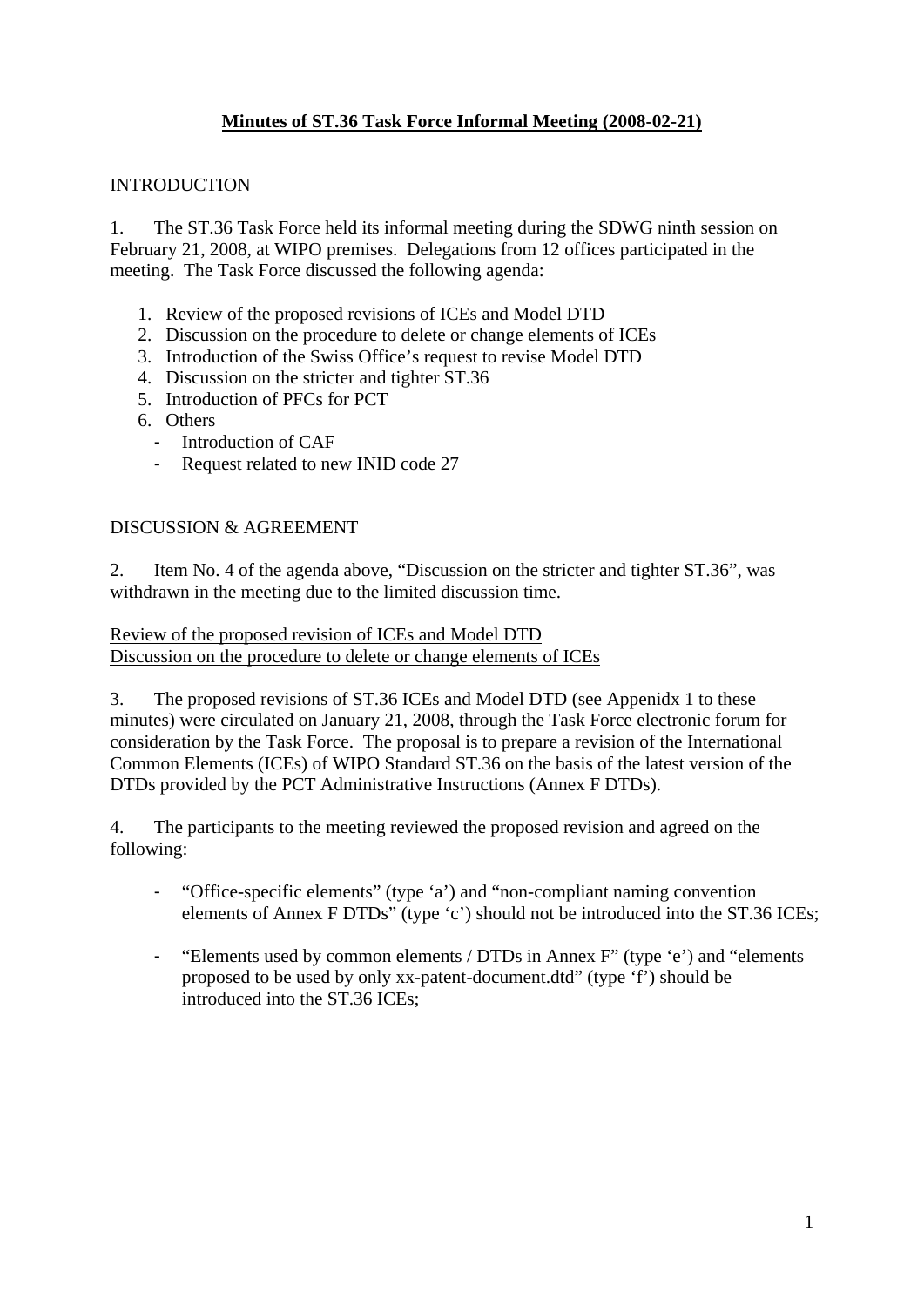# Minutes of ST.36 Task Force Informal Meeting (2008-02-21)

INTRODUCTION

1. The ST.36 Task Force held its informal meeting during the SDWG ninth session on February 21, 2008, at WIPO premises. Delegations from 12 offices participated in the meeting. The Task Force discussed the following agenda:

   1. Review of the proposed revisions of ICEs and Model DTD
   2. Discussion on the procedure to delete or change elements of ICEs
   3. Introduction of the Swiss Office's request to revise Model DTD
   4. Discussion on the stricter and tighter ST.36
   5. Introduction of PFCs for PCT
   6. Others
      - Introduction of CAF
      - Request related to new INID code 27

DISCUSSION & AGREEMENT

2. Item No. 4 of the agenda above, "Discussion on the stricter and tighter ST.36", was withdrawn in the meeting due to the limited discussion time.

Review of the proposed revision of ICEs and Model DTD
Discussion on the procedure to delete or change elements of ICEs

3. The proposed revisions of ST.36 ICEs and Model DTD (see Appenidx 1 to these minutes) were circulated on January 21, 2008, through the Task Force electronic forum for consideration by the Task Force. The proposal is to prepare a revision of the International Common Elements (ICEs) of WIPO Standard ST.36 on the basis of the latest version of the DTDs provided by the PCT Administrative Instructions (Annex F DTDs).

4. The participants to the meeting reviewed the proposed revision and agreed on the following:

   - "Office-specific elements" (type 'a') and "non-compliant naming convention elements of Annex F DTDs" (type 'c') should not be introduced into the ST.36 ICEs;

   - "Elements used by common elements / DTDs in Annex F" (type 'e') and "elements proposed to be used by only xx-patent-document.dtd" (type 'f') should be introduced into the ST.36 ICEs;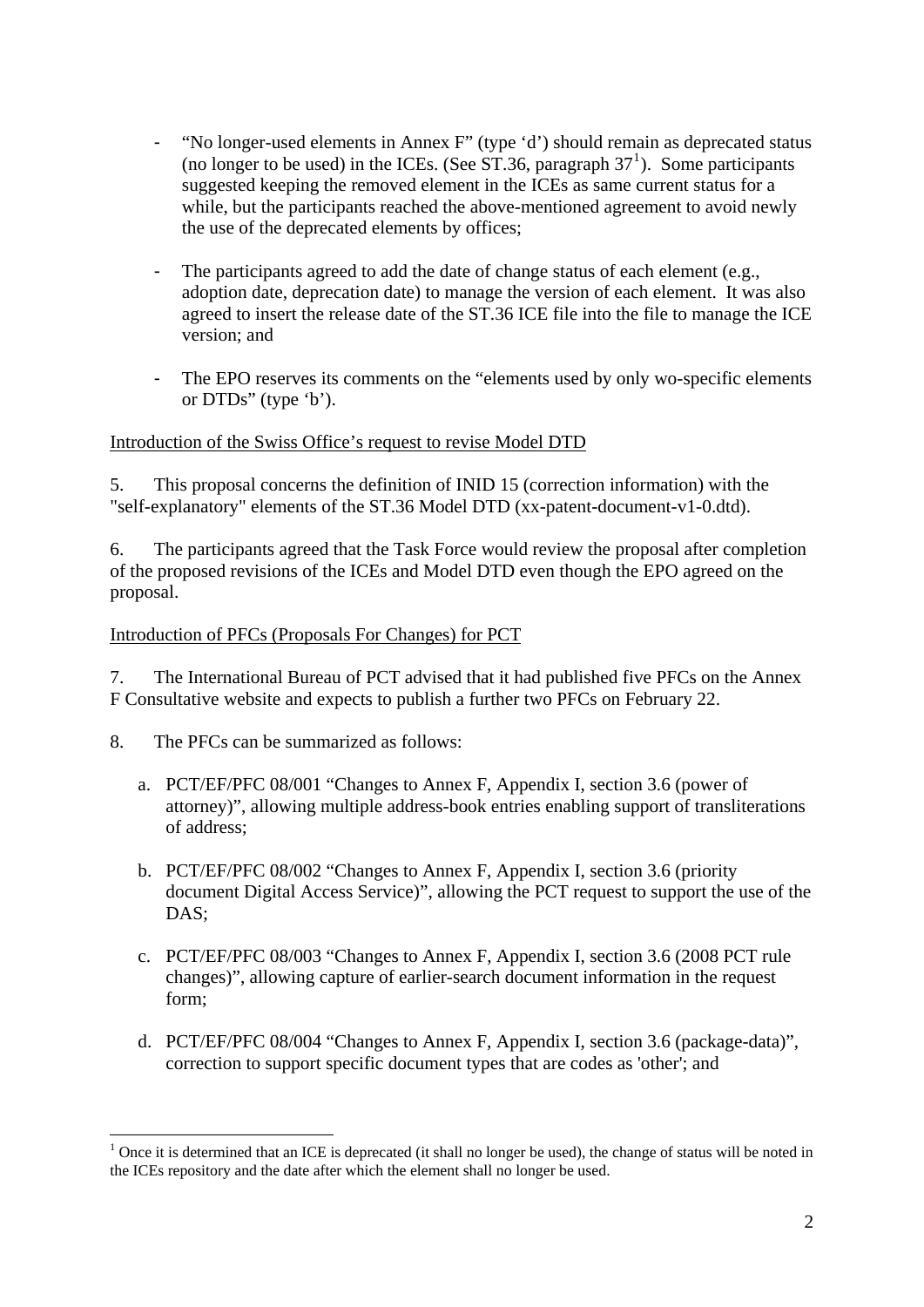- "No longer-used elements in Annex F" (type 'd') should remain as deprecated status (no longer to be used) in the ICEs. (See ST.36, paragraph 37[1]). Some participants suggested keeping the removed element in the ICEs as same current status for a while, but the participants reached the above-mentioned agreement to avoid newly the use of the deprecated elements by offices;

- The participants agreed to add the date of change status of each element (e.g., adoption date, deprecation date) to manage the version of each element. It was also agreed to insert the release date of the ST.36 ICE file into the file to manage the ICE version; and

- The EPO reserves its comments on the "elements used by only wo-specific elements or DTDs" (type 'b').

<u>Introduction of the Swiss Office's request to revise Model DTD</u>

5. This proposal concerns the definition of INID 15 (correction information) with the "self-explanatory" elements of the ST.36 Model DTD (xx-patent-document-v1-0.dtd).

6. The participants agreed that the Task Force would review the proposal after completion of the proposed revisions of the ICEs and Model DTD even though the EPO agreed on the proposal.

<u>Introduction of PFCs (Proposals For Changes) for PCT</u>

7. The International Bureau of PCT advised that it had published five PFCs on the Annex F Consultative website and expects to publish a further two PFCs on February 22.

8. The PFCs can be summarized as follows:

a. PCT/EF/PFC 08/001 "Changes to Annex F, Appendix I, section 3.6 (power of attorney)", allowing multiple address-book entries enabling support of transliterations of address;

b. PCT/EF/PFC 08/002 "Changes to Annex F, Appendix I, section 3.6 (priority document Digital Access Service)", allowing the PCT request to support the use of the DAS;

c. PCT/EF/PFC 08/003 "Changes to Annex F, Appendix I, section 3.6 (2008 PCT rule changes)", allowing capture of earlier-search document information in the request form;

d. PCT/EF/PFC 08/004 "Changes to Annex F, Appendix I, section 3.6 (package-data)", correction to support specific document types that are codes as 'other'; and

---

[1] Once it is determined that an ICE is deprecated (it shall no longer be used), the change of status will be noted in the ICEs repository and the date after which the element shall no longer be used.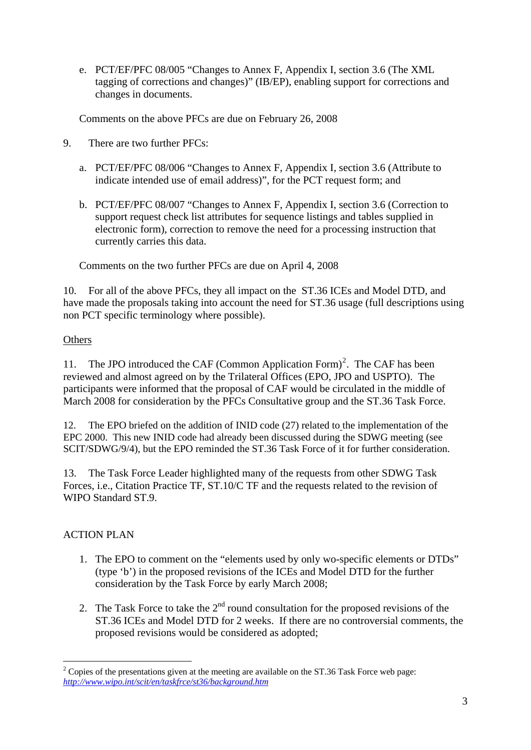e. PCT/EF/PFC 08/005 "Changes to Annex F, Appendix I, section 3.6 (The XML tagging of corrections and changes)" (IB/EP), enabling support for corrections and changes in documents.

Comments on the above PFCs are due on February 26, 2008

9. There are two further PFCs:

a. PCT/EF/PFC 08/006 "Changes to Annex F, Appendix I, section 3.6 (Attribute to indicate intended use of email address)", for the PCT request form; and

b. PCT/EF/PFC 08/007 "Changes to Annex F, Appendix I, section 3.6 (Correction to support request check list attributes for sequence listings and tables supplied in electronic form), correction to remove the need for a processing instruction that currently carries this data.

Comments on the two further PFCs are due on April 4, 2008

10. For all of the above PFCs, they all impact on the ST.36 ICEs and Model DTD, and have made the proposals taking into account the need for ST.36 usage (full descriptions using non PCT specific terminology where possible).

<u>Others</u>

11. The JPO introduced the CAF (Common Application Form)[2]. The CAF has been reviewed and almost agreed on by the Trilateral Offices (EPO, JPO and USPTO). The participants were informed that the proposal of CAF would be circulated in the middle of March 2008 for consideration by the PFCs Consultative group and the ST.36 Task Force.

12. The EPO briefed on the addition of INID code (27) related to the implementation of the EPC 2000. This new INID code had already been discussed during the SDWG meeting (see SCIT/SDWG/9/4), but the EPO reminded the ST.36 Task Force of it for further consideration.

13. The Task Force Leader highlighted many of the requests from other SDWG Task Forces, i.e., Citation Practice TF, ST.10/C TF and the requests related to the revision of WIPO Standard ST.9.

ACTION PLAN

1. The EPO to comment on the "elements used by only wo-specific elements or DTDs" (type 'b') in the proposed revisions of the ICEs and Model DTD for the further consideration by the Task Force by early March 2008;

2. The Task Force to take the 2nd round consultation for the proposed revisions of the ST.36 ICEs and Model DTD for 2 weeks. If there are no controversial comments, the proposed revisions would be considered as adopted;

---

[2] Copies of the presentations given at the meeting are available on the ST.36 Task Force web page: *http://www.wipo.int/scit/en/taskfrce/st36/background.htm*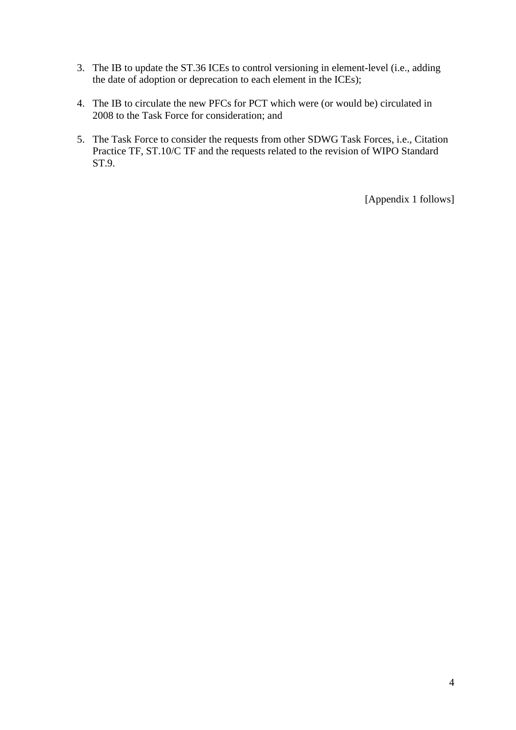3. The IB to update the ST.36 ICEs to control versioning in element-level (i.e., adding the date of adoption or deprecation to each element in the ICEs);

4. The IB to circulate the new PFCs for PCT which were (or would be) circulated in 2008 to the Task Force for consideration; and

5. The Task Force to consider the requests from other SDWG Task Forces, i.e., Citation Practice TF, ST.10/C TF and the requests related to the revision of WIPO Standard ST.9.

[Appendix 1 follows]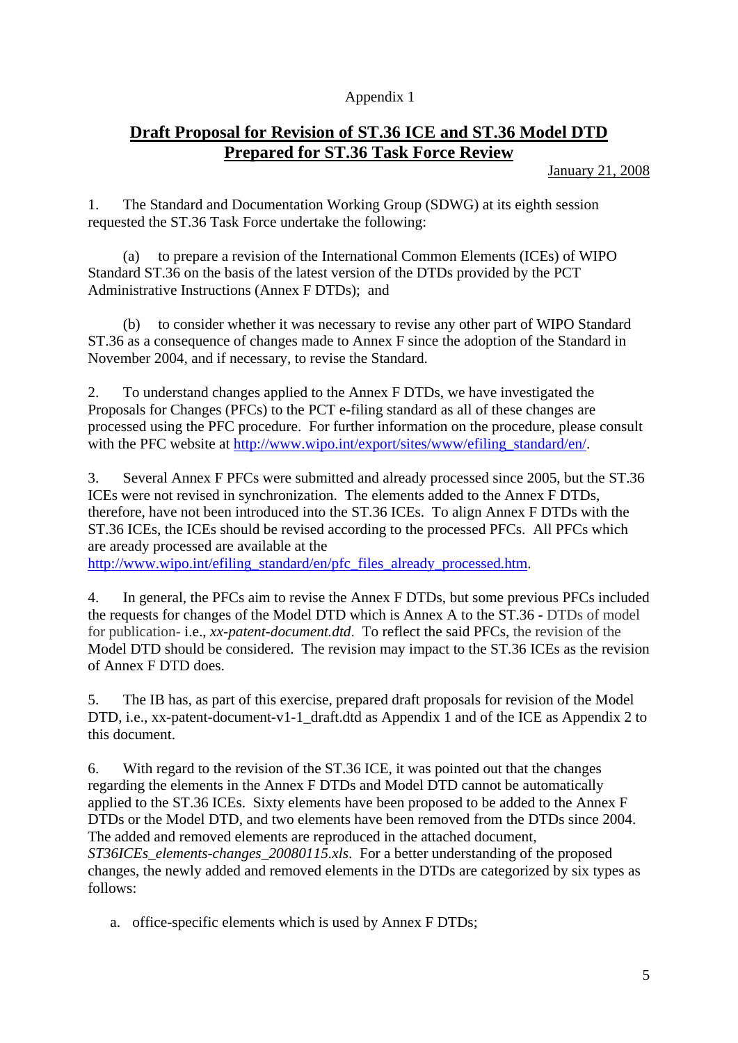Appendix 1

## Draft Proposal for Revision of ST.36 ICE and ST.36 Model DTD Prepared for ST.36 Task Force Review

January 21, 2008

1. The Standard and Documentation Working Group (SDWG) at its eighth session requested the ST.36 Task Force undertake the following:

   (a) to prepare a revision of the International Common Elements (ICEs) of WIPO Standard ST.36 on the basis of the latest version of the DTDs provided by the PCT Administrative Instructions (Annex F DTDs); and

   (b) to consider whether it was necessary to revise any other part of WIPO Standard ST.36 as a consequence of changes made to Annex F since the adoption of the Standard in November 2004, and if necessary, to revise the Standard.

2. To understand changes applied to the Annex F DTDs, we have investigated the Proposals for Changes (PFCs) to the PCT e-filing standard as all of these changes are processed using the PFC procedure. For further information on the procedure, please consult with the PFC website at http://www.wipo.int/export/sites/www/efiling_standard/en/.

3. Several Annex F PFCs were submitted and already processed since 2005, but the ST.36 ICEs were not revised in synchronization. The elements added to the Annex F DTDs, therefore, have not been introduced into the ST.36 ICEs. To align Annex F DTDs with the ST.36 ICEs, the ICEs should be revised according to the processed PFCs. All PFCs which are aready processed are available at the http://www.wipo.int/efiling_standard/en/pfc_files_already_processed.htm.

4. In general, the PFCs aim to revise the Annex F DTDs, but some previous PFCs included the requests for changes of the Model DTD which is Annex A to the ST.36 - DTDs of model for publication- i.e., *xx-patent-document.dtd*. To reflect the said PFCs, the revision of the Model DTD should be considered. The revision may impact to the ST.36 ICEs as the revision of Annex F DTD does.

5. The IB has, as part of this exercise, prepared draft proposals for revision of the Model DTD, i.e., xx-patent-document-v1-1_draft.dtd as Appendix 1 and of the ICE as Appendix 2 to this document.

6. With regard to the revision of the ST.36 ICE, it was pointed out that the changes regarding the elements in the Annex F DTDs and Model DTD cannot be automatically applied to the ST.36 ICEs. Sixty elements have been proposed to be added to the Annex F DTDs or the Model DTD, and two elements have been removed from the DTDs since 2004. The added and removed elements are reproduced in the attached document, *ST36ICEs_elements-changes_20080115.xls*. For a better understanding of the proposed changes, the newly added and removed elements in the DTDs are categorized by six types as follows:

   a. office-specific elements which is used by Annex F DTDs;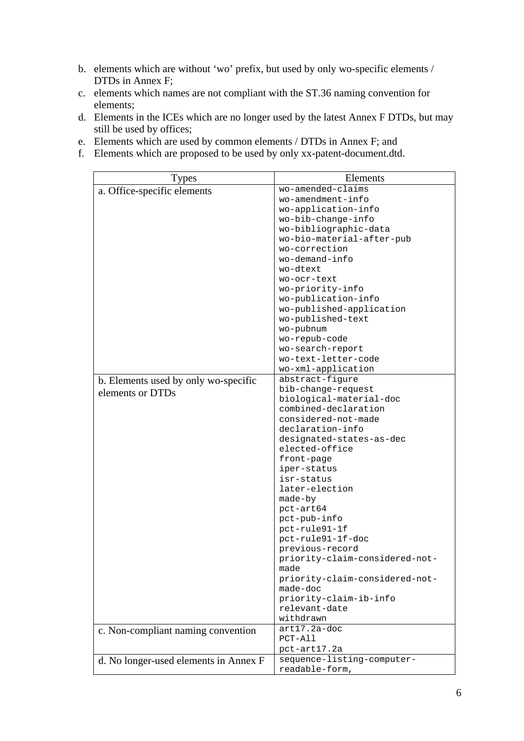b. elements which are without 'wo' prefix, but used by only wo-specific elements / DTDs in Annex F;
c. elements which names are not compliant with the ST.36 naming convention for elements;
d. Elements in the ICEs which are no longer used by the latest Annex F DTDs, but may still be used by offices;
e. Elements which are used by common elements / DTDs in Annex F; and
f. Elements which are proposed to be used by only xx-patent-document.dtd.

| Types | Elements |
|---|---|
| a. Office-specific elements | wo-amended-claims<br>wo-amendment-info<br>wo-application-info<br>wo-bib-change-info<br>wo-bibliographic-data<br>wo-bio-material-after-pub<br>wo-correction<br>wo-demand-info<br>wo-dtext<br>wo-ocr-text<br>wo-priority-info<br>wo-publication-info<br>wo-published-application<br>wo-published-text<br>wo-pubnum<br>wo-repub-code<br>wo-search-report<br>wo-text-letter-code<br>wo-xml-application |
| b. Elements used by only wo-specific elements or DTDs | abstract-figure<br>bib-change-request<br>biological-material-doc<br>combined-declaration<br>considered-not-made<br>declaration-info<br>designated-states-as-dec<br>elected-office<br>front-page<br>iper-status<br>isr-status<br>later-election<br>made-by<br>pct-art64<br>pct-pub-info<br>pct-rule91-1f<br>pct-rule91-1f-doc<br>previous-record<br>priority-claim-considered-not-made<br>priority-claim-considered-not-made-doc<br>priority-claim-ib-info<br>relevant-date<br>withdrawn |
| c. Non-compliant naming convention | art17.2a-doc<br>PCT-All<br>pct-art17.2a |
| d. No longer-used elements in Annex F | sequence-listing-computer-readable-form, |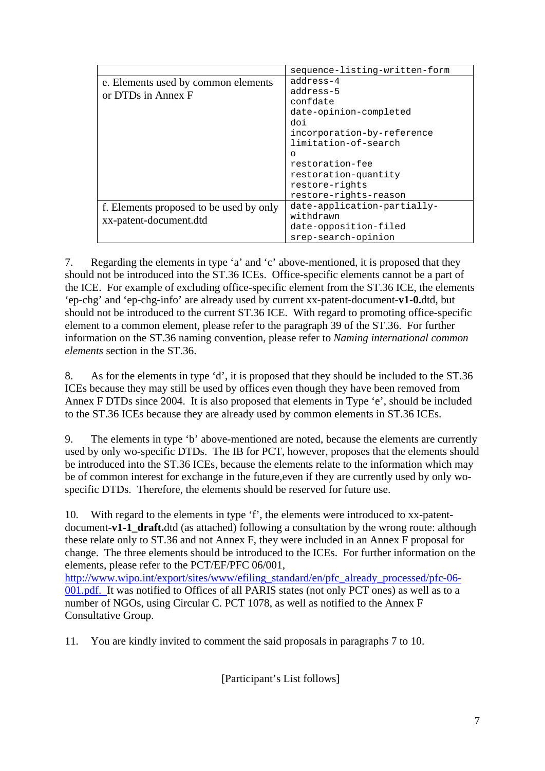| | |
|---|---|
| | sequence-listing-written-form |
| e. Elements used by common elements or DTDs in Annex F | address-4<br>address-5<br>confdate<br>date-opinion-completed<br>doi<br>incorporation-by-reference<br>limitation-of-search<br>o<br>restoration-fee<br>restoration-quantity<br>restore-rights<br>restore-rights-reason |
| f. Elements proposed to be used by only xx-patent-document.dtd | date-application-partially-withdrawn<br>date-opposition-filed<br>srep-search-opinion |

7. Regarding the elements in type 'a' and 'c' above-mentioned, it is proposed that they should not be introduced into the ST.36 ICEs. Office-specific elements cannot be a part of the ICE. For example of excluding office-specific element from the ST.36 ICE, the elements 'ep-chg' and 'ep-chg-info' are already used by current xx-patent-document-**v1-0.**dtd, but should not be introduced to the current ST.36 ICE. With regard to promoting office-specific element to a common element, please refer to the paragraph 39 of the ST.36. For further information on the ST.36 naming convention, please refer to *Naming international common elements* section in the ST.36.

8. As for the elements in type 'd', it is proposed that they should be included to the ST.36 ICEs because they may still be used by offices even though they have been removed from Annex F DTDs since 2004. It is also proposed that elements in Type 'e', should be included to the ST.36 ICEs because they are already used by common elements in ST.36 ICEs.

9. The elements in type 'b' above-mentioned are noted, because the elements are currently used by only wo-specific DTDs. The IB for PCT, however, proposes that the elements should be introduced into the ST.36 ICEs, because the elements relate to the information which may be of common interest for exchange in the future,even if they are currently used by only wo-specific DTDs. Therefore, the elements should be reserved for future use.

10. With regard to the elements in type 'f', the elements were introduced to xx-patent-document-**v1-1_draft.**dtd (as attached) following a consultation by the wrong route: although these relate only to ST.36 and not Annex F, they were included in an Annex F proposal for change. The three elements should be introduced to the ICEs. For further information on the elements, please refer to the PCT/EF/PFC 06/001, http://www.wipo.int/export/sites/www/efiling_standard/en/pfc_already_processed/pfc-06-001.pdf. It was notified to Offices of all PARIS states (not only PCT ones) as well as to a number of NGOs, using Circular C. PCT 1078, as well as notified to the Annex F Consultative Group.

11. You are kindly invited to comment the said proposals in paragraphs 7 to 10.

[Participant's List follows]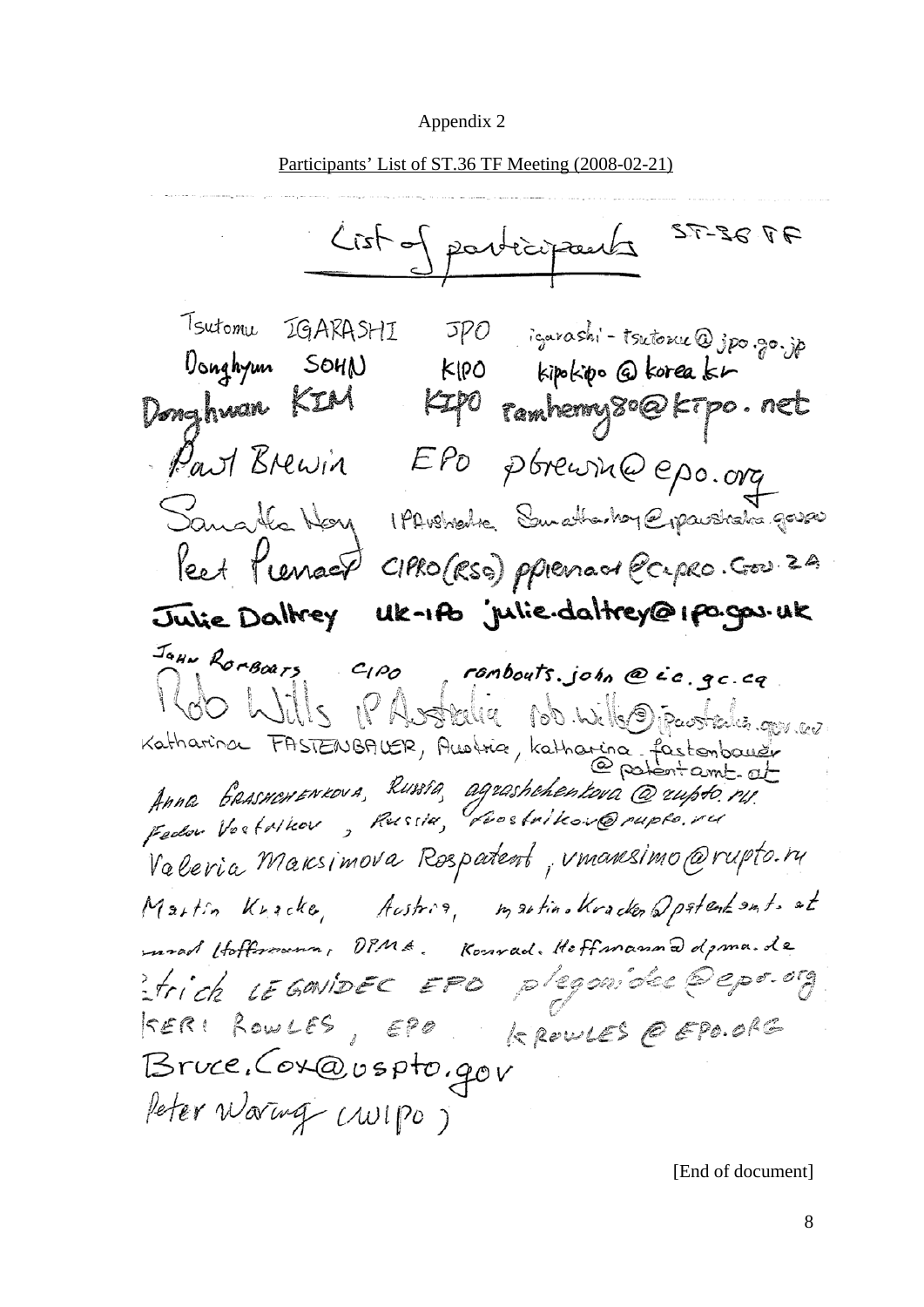Appendix 2

Participants' List of ST.36 TF Meeting (2008-02-21)

List of participants ST-36 TF

Tsutomu IGARASHI JPO igarashi-tsutomu@jpo.go.jp

Donghyun SOHN KIPO kipokipo@korea.kr

Donghwan KIM KIPO ramhenry80@kipo.net

Paul Brewin EPO pbrewin@epo.org

Samantha Hoy IPAustralia Samantha.hoy@ipaustralia.gov.au

Peet Pienaar CIPRO(RSA) ppienaar@cipro.gov.za

Julie Daltrey uk-ipo julie.daltrey@ipo.gov.uk

John Rombouts CIPO rombouts.john@ic.gc.ca

Rob Wills IP Australia rob.wills@ipaustralia.gov.au

Katharina FASTENBAUER, Austria, katharina.fastenbauer@patentamt.at

Anna GRASHCHENKOVA, Russia, agrashchenkova@rupto.ru

Fedor Vostrikov, Russia, fvostrikov@rupto.ru

Valeria Maksimova Rospatent, vmaksimo@rupto.ru

Martin Kracke, Austria, martin.kracke@patentamt.at

Konrad Hoffmann, DPMA. Konrad.Hoffmann@dpma.de

Patrick LEGONIDEC EPO plegonidec@epo.org

KERI ROWLES, EPO KROWLES@EPO.ORG

Bruce.Cox@uspto.gov

Peter Waring (WIPO)

[End of document]